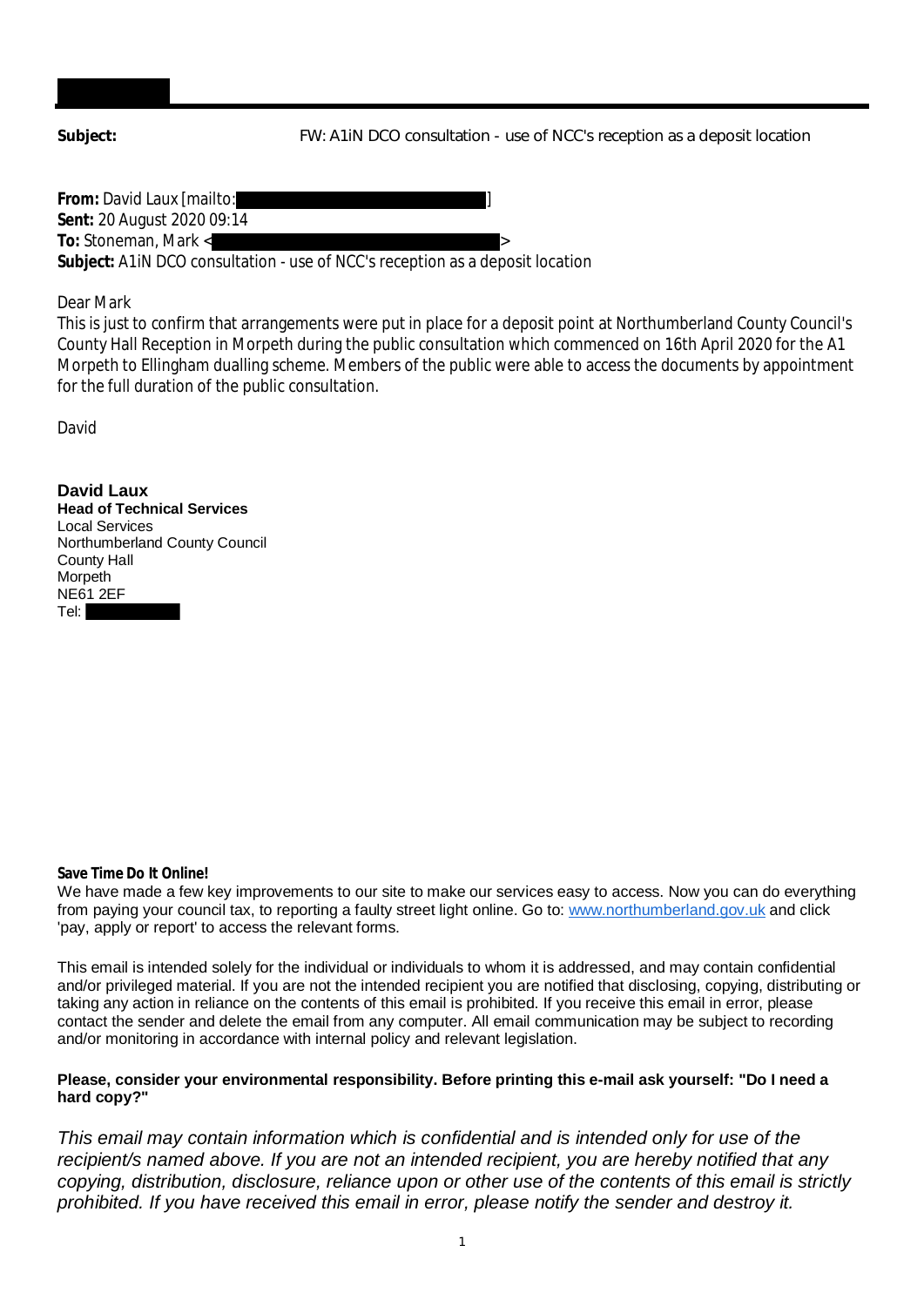**Subject:** FW: A1iN DCO consultation - use of NCC's reception as a deposit location

**From:** David Laux [mailto: ]
**Sent:** 20 August 2020 09:14
**To:** Stoneman, Mark < >
**Subject:** A1iN DCO consultation - use of NCC's reception as a deposit location

Dear Mark

This is just to confirm that arrangements were put in place for a deposit point at Northumberland County Council's County Hall Reception in Morpeth during the public consultation which commenced on 16th April 2020 for the A1 Morpeth to Ellingham dualling scheme. Members of the public were able to access the documents by appointment for the full duration of the public consultation.

David

**David Laux**
**Head of Technical Services**
Local Services
Northumberland County Council
County Hall
Morpeth
NE61 2EF
Tel:

**Save Time Do It Online!**
We have made a few key improvements to our site to make our services easy to access. Now you can do everything from paying your council tax, to reporting a faulty street light online. Go to: www.northumberland.gov.uk and click 'pay, apply or report' to access the relevant forms.

This email is intended solely for the individual or individuals to whom it is addressed, and may contain confidential and/or privileged material. If you are not the intended recipient you are notified that disclosing, copying, distributing or taking any action in reliance on the contents of this email is prohibited. If you receive this email in error, please contact the sender and delete the email from any computer. All email communication may be subject to recording and/or monitoring in accordance with internal policy and relevant legislation.

**Please, consider your environmental responsibility. Before printing this e-mail ask yourself: "Do I need a hard copy?"**

*This email may contain information which is confidential and is intended only for use of the recipient/s named above. If you are not an intended recipient, you are hereby notified that any copying, distribution, disclosure, reliance upon or other use of the contents of this email is strictly prohibited. If you have received this email in error, please notify the sender and destroy it.*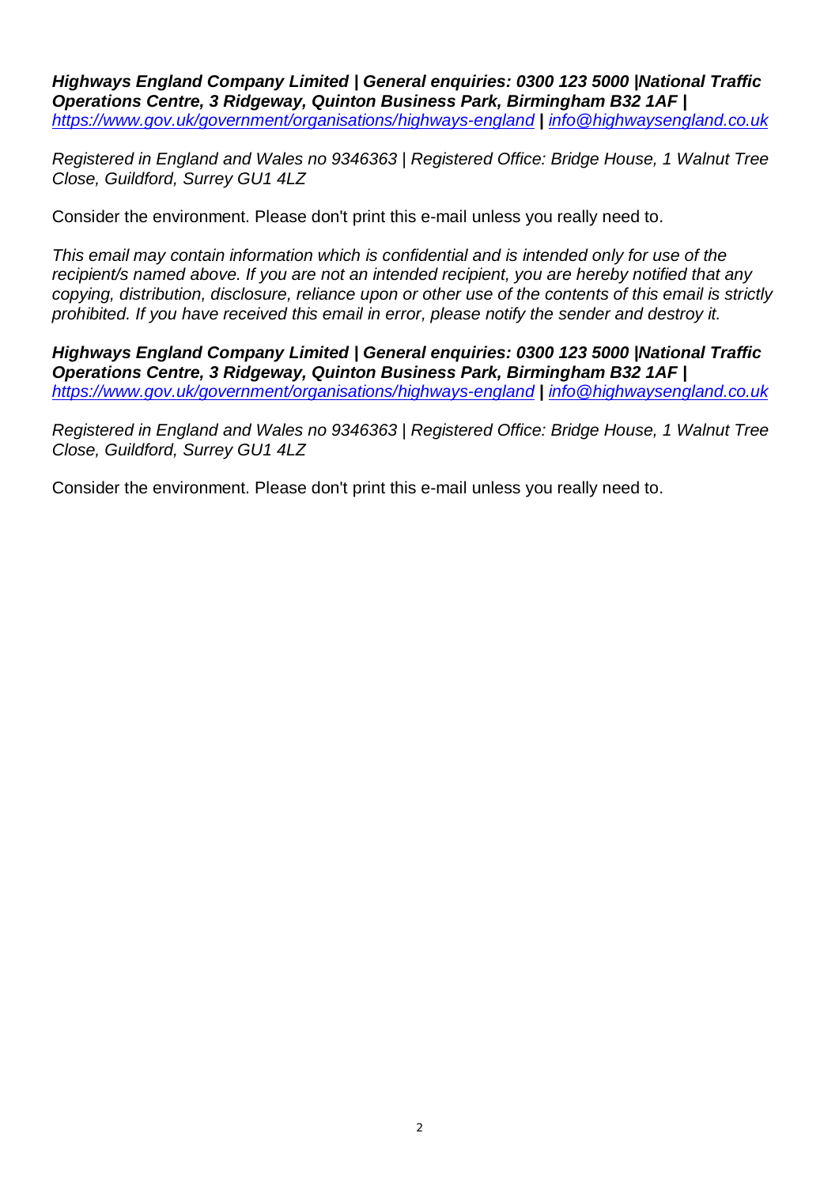***Highways England Company Limited | General enquiries: 0300 123 5000 |National Traffic Operations Centre, 3 Ridgeway, Quinton Business Park, Birmingham B32 1AF |***
*https://www.gov.uk/government/organisations/highways-england* **|** *info@highwaysengland.co.uk*

*Registered in England and Wales no 9346363 | Registered Office: Bridge House, 1 Walnut Tree Close, Guildford, Surrey GU1 4LZ*

Consider the environment. Please don't print this e-mail unless you really need to.

*This email may contain information which is confidential and is intended only for use of the recipient/s named above. If you are not an intended recipient, you are hereby notified that any copying, distribution, disclosure, reliance upon or other use of the contents of this email is strictly prohibited. If you have received this email in error, please notify the sender and destroy it.*

***Highways England Company Limited | General enquiries: 0300 123 5000 |National Traffic Operations Centre, 3 Ridgeway, Quinton Business Park, Birmingham B32 1AF |***
*https://www.gov.uk/government/organisations/highways-england* **|** *info@highwaysengland.co.uk*

*Registered in England and Wales no 9346363 | Registered Office: Bridge House, 1 Walnut Tree Close, Guildford, Surrey GU1 4LZ*

Consider the environment. Please don't print this e-mail unless you really need to.